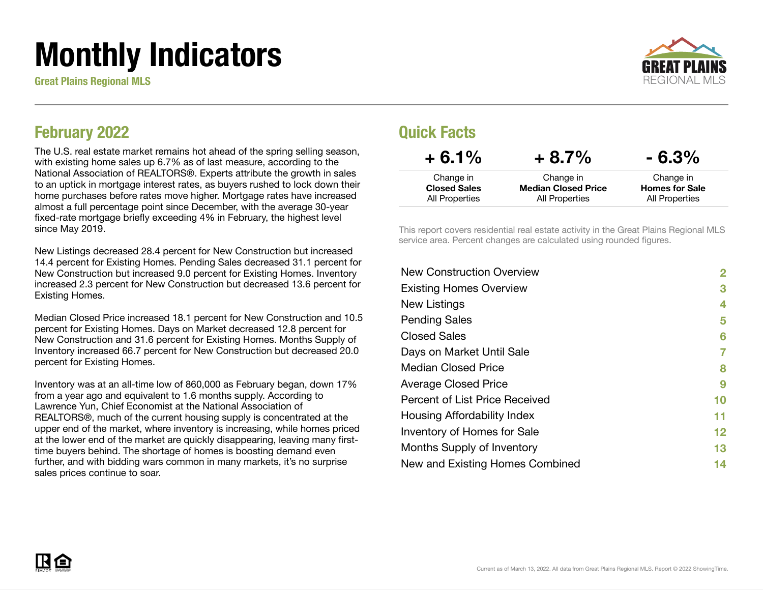# Monthly Indicators

**Great Plains Regional MLS**

## February 2022

The U.S. real estate market remains hot ahead of the spring selling season, with existing home sales up 6.7% as of last measure, according to the National Association of REALTORS®. Experts attribute the growth in sales to an uptick in mortgage interest rates, as buyers rushed to lock down their home purchases before rates move higher. Mortgage rates have increased almost a full percentage point since December, with the average 30-year fixed-rate mortgage briefly exceeding 4% in February, the highest level since May 2019.

New Listings decreased 28.4 percent for New Construction but increased 14.4 percent for Existing Homes. Pending Sales decreased 31.1 percent for New Construction but increased 9.0 percent for Existing Homes. Inventory increased 2.3 percent for New Construction but decreased 13.6 percent for Existing Homes.

Median Closed Price increased 18.1 percent for New Construction and 10.5 percent for Existing Homes. Days on Market decreased 12.8 percent for New Construction and 31.6 percent for Existing Homes. Months Supply of Inventory increased 66.7 percent for New Construction but decreased 20.0 percent for Existing Homes.

Inventory was at an all-time low of 860,000 as February began, down 17% from a year ago and equivalent to 1.6 months supply. According to Lawrence Yun, Chief Economist at the National Association of REALTORS®, much of the current housing supply is concentrated at the upper end of the market, where inventory is increasing, while homes priced at the lower end of the market are quickly disappearing, leaving many first-time buyers behind. The shortage of homes is boosting demand even further, and with bidding wars common in many markets, it's no surprise sales prices continue to soar.

## Quick Facts

| + 6.1% | + 8.7% | - 6.3% |
|---|---|---|
| Change in **Closed Sales** All Properties | Change in **Median Closed Price** All Properties | Change in **Homes for Sale** All Properties |

This report covers residential real estate activity in the Great Plains Regional MLS service area. Percent changes are calculated using rounded figures.

| | |
|---|---|
| New Construction Overview | 2 |
| Existing Homes Overview | 3 |
| New Listings | 4 |
| Pending Sales | 5 |
| Closed Sales | 6 |
| Days on Market Until Sale | 7 |
| Median Closed Price | 8 |
| Average Closed Price | 9 |
| Percent of List Price Received | 10 |
| Housing Affordability Index | 11 |
| Inventory of Homes for Sale | 12 |
| Months Supply of Inventory | 13 |
| New and Existing Homes Combined | 14 |

Current as of March 13, 2022. All data from Great Plains Regional MLS. Report © 2022 ShowingTime.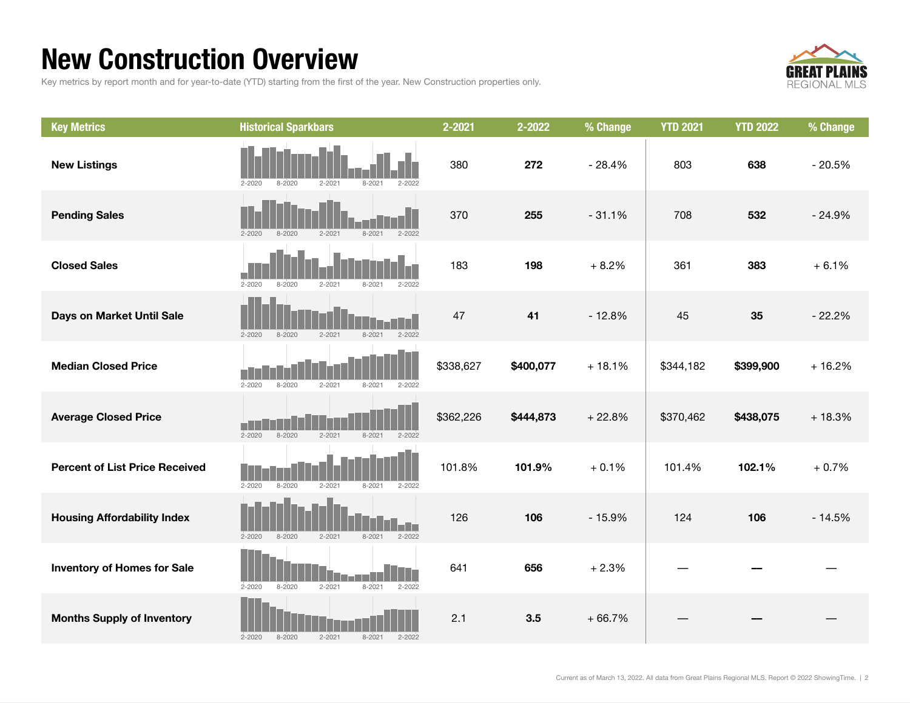# New Construction Overview

Key metrics by report month and for year-to-date (YTD) starting from the first of the year. New Construction properties only.

| Key Metrics | Historical Sparkbars | 2-2021 | 2-2022 | % Change | YTD 2021 | YTD 2022 | % Change |
|---|---|---|---|---|---|---|---|
| New Listings | 2-2020 8-2020 2-2021 8-2021 2-2022 | 380 | **272** | - 28.4% | 803 | **638** | - 20.5% |
| Pending Sales | 2-2020 8-2020 2-2021 8-2021 2-2022 | 370 | **255** | - 31.1% | 708 | **532** | - 24.9% |
| Closed Sales | 2-2020 8-2020 2-2021 8-2021 2-2022 | 183 | **198** | + 8.2% | 361 | **383** | + 6.1% |
| Days on Market Until Sale | 2-2020 8-2020 2-2021 8-2021 2-2022 | 47 | **41** | - 12.8% | 45 | **35** | - 22.2% |
| Median Closed Price | 2-2020 8-2020 2-2021 8-2021 2-2022 | $338,627 | **$400,077** | + 18.1% | $344,182 | **$399,900** | + 16.2% |
| Average Closed Price | 2-2020 8-2020 2-2021 8-2021 2-2022 | $362,226 | **$444,873** | + 22.8% | $370,462 | **$438,075** | + 18.3% |
| Percent of List Price Received | 2-2020 8-2020 2-2021 8-2021 2-2022 | 101.8% | **101.9%** | + 0.1% | 101.4% | **102.1%** | + 0.7% |
| Housing Affordability Index | 2-2020 8-2020 2-2021 8-2021 2-2022 | 126 | **106** | - 15.9% | 124 | **106** | - 14.5% |
| Inventory of Homes for Sale | 2-2020 8-2020 2-2021 8-2021 2-2022 | 641 | **656** | + 2.3% | — | **—** | — |
| Months Supply of Inventory | 2-2020 8-2020 2-2021 8-2021 2-2022 | 2.1 | **3.5** | + 66.7% | — | **—** | — |

Current as of March 13, 2022. All data from Great Plains Regional MLS. Report © 2022 ShowingTime.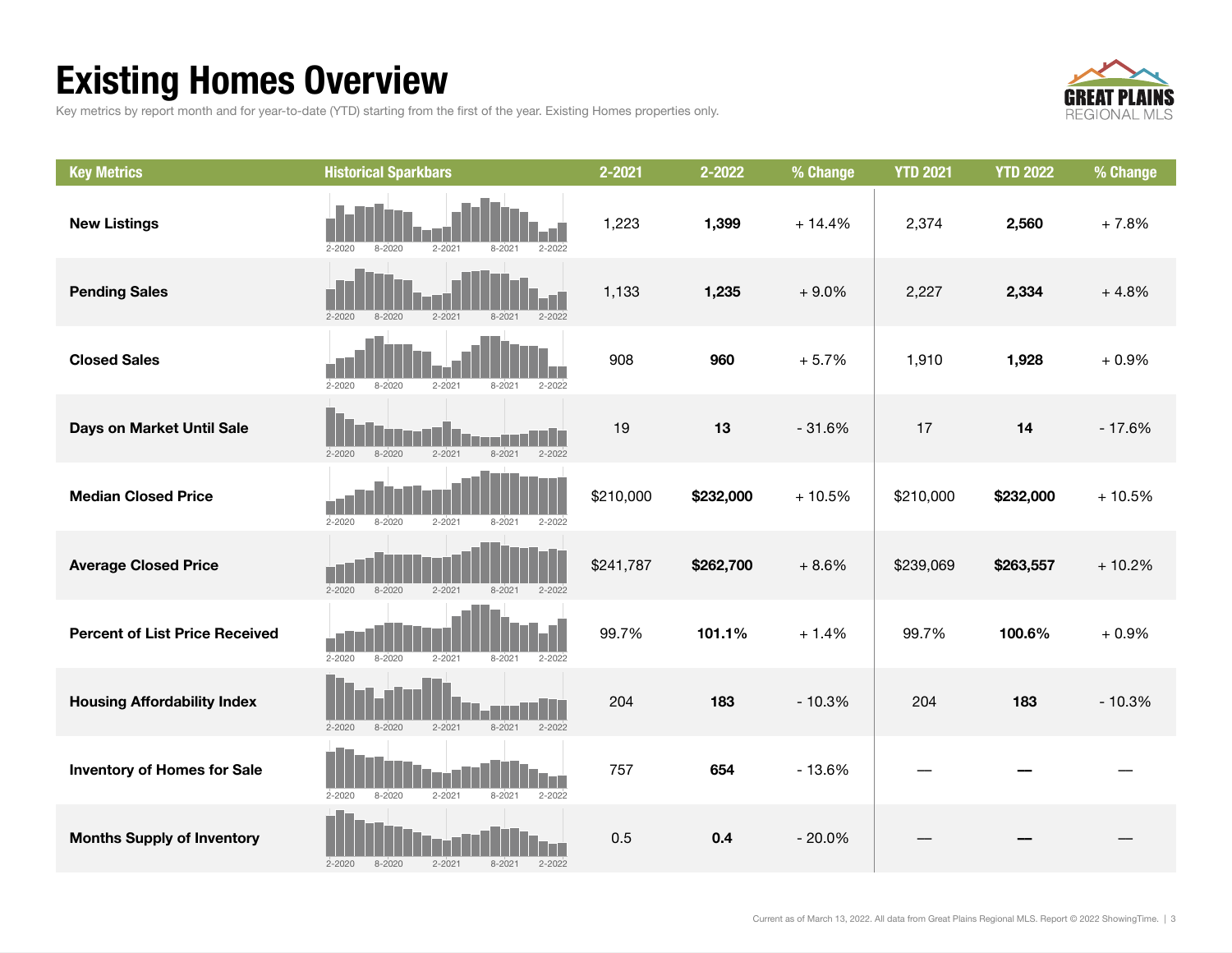# Existing Homes Overview

Key metrics by report month and for year-to-date (YTD) starting from the first of the year. Existing Homes properties only.

| Key Metrics | Historical Sparkbars | 2-2021 | 2-2022 | % Change | YTD 2021 | YTD 2022 | % Change |
|---|---|---|---|---|---|---|---|
| New Listings | 2-2020 8-2020 2-2021 8-2021 2-2022 | 1,223 | **1,399** | + 14.4% | 2,374 | **2,560** | + 7.8% |
| Pending Sales | 2-2020 8-2020 2-2021 8-2021 2-2022 | 1,133 | **1,235** | + 9.0% | 2,227 | **2,334** | + 4.8% |
| Closed Sales | 2-2020 8-2020 2-2021 8-2021 2-2022 | 908 | **960** | + 5.7% | 1,910 | **1,928** | + 0.9% |
| Days on Market Until Sale | 2-2020 8-2020 2-2021 8-2021 2-2022 | 19 | **13** | - 31.6% | 17 | **14** | - 17.6% |
| Median Closed Price | 2-2020 8-2020 2-2021 8-2021 2-2022 | $210,000 | **$232,000** | + 10.5% | $210,000 | **$232,000** | + 10.5% |
| Average Closed Price | 2-2020 8-2020 2-2021 8-2021 2-2022 | $241,787 | **$262,700** | + 8.6% | $239,069 | **$263,557** | + 10.2% |
| Percent of List Price Received | 2-2020 8-2020 2-2021 8-2021 2-2022 | 99.7% | **101.1%** | + 1.4% | 99.7% | **100.6%** | + 0.9% |
| Housing Affordability Index | 2-2020 8-2020 2-2021 8-2021 2-2022 | 204 | **183** | - 10.3% | 204 | **183** | - 10.3% |
| Inventory of Homes for Sale | 2-2020 8-2020 2-2021 8-2021 2-2022 | 757 | **654** | - 13.6% | — | **—** | — |
| Months Supply of Inventory | 2-2020 8-2020 2-2021 8-2021 2-2022 | 0.5 | **0.4** | - 20.0% | — | **—** | — |

Current as of March 13, 2022. All data from Great Plains Regional MLS. Report © 2022 ShowingTime.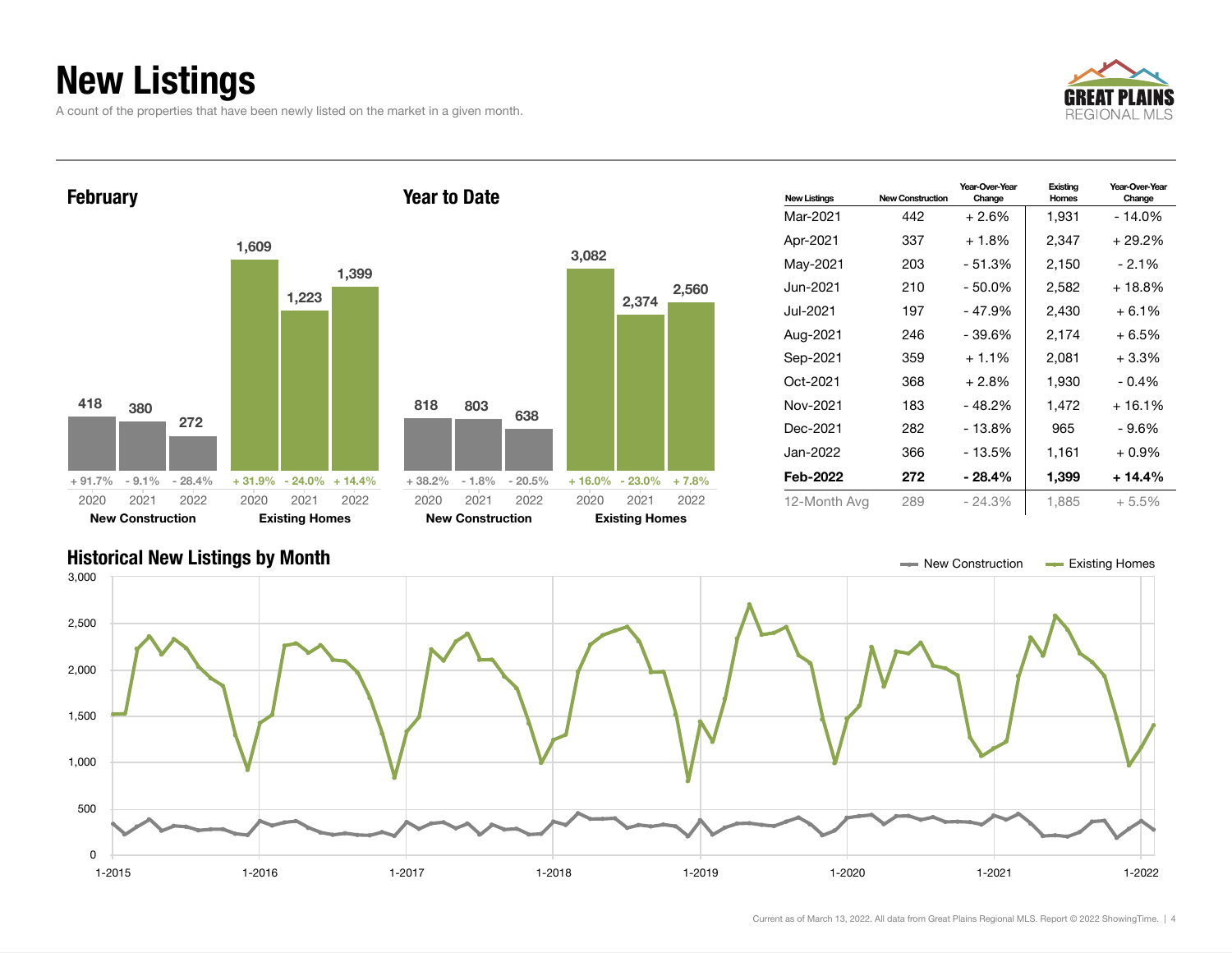# New Listings

A count of the properties that have been newly listed on the market in a given month.

## February

| | 2020 | 2021 | 2022 |
|---|---|---|---|
| New Construction | 418 | 380 | 272 |
| Change | + 91.7% | - 9.1% | - 28.4% |
| Existing Homes | 1,609 | 1,223 | 1,399 |
| Change | + 31.9% | - 24.0% | + 14.4% |

## Year to Date

| | 2020 | 2021 | 2022 |
|---|---|---|---|
| New Construction | 818 | 803 | 638 |
| Change | + 38.2% | - 1.8% | - 20.5% |
| Existing Homes | 3,082 | 2,374 | 2,560 |
| Change | + 16.0% | - 23.0% | + 7.8% |

| New Listings | New Construction | Year-Over-Year Change | Existing Homes | Year-Over-Year Change |
|---|---|---|---|---|
| Mar-2021 | 442 | + 2.6% | 1,931 | - 14.0% |
| Apr-2021 | 337 | + 1.8% | 2,347 | + 29.2% |
| May-2021 | 203 | - 51.3% | 2,150 | - 2.1% |
| Jun-2021 | 210 | - 50.0% | 2,582 | + 18.8% |
| Jul-2021 | 197 | - 47.9% | 2,430 | + 6.1% |
| Aug-2021 | 246 | - 39.6% | 2,174 | + 6.5% |
| Sep-2021 | 359 | + 1.1% | 2,081 | + 3.3% |
| Oct-2021 | 368 | + 2.8% | 1,930 | - 0.4% |
| Nov-2021 | 183 | - 48.2% | 1,472 | + 16.1% |
| Dec-2021 | 282 | - 13.8% | 965 | - 9.6% |
| Jan-2022 | 366 | - 13.5% | 1,161 | + 0.9% |
| **Feb-2022** | **272** | **- 28.4%** | **1,399** | **+ 14.4%** |
| 12-Month Avg | 289 | - 24.3% | 1,885 | + 5.5% |

## Historical New Listings by Month

Current as of March 13, 2022. All data from Great Plains Regional MLS. Report © 2022 ShowingTime.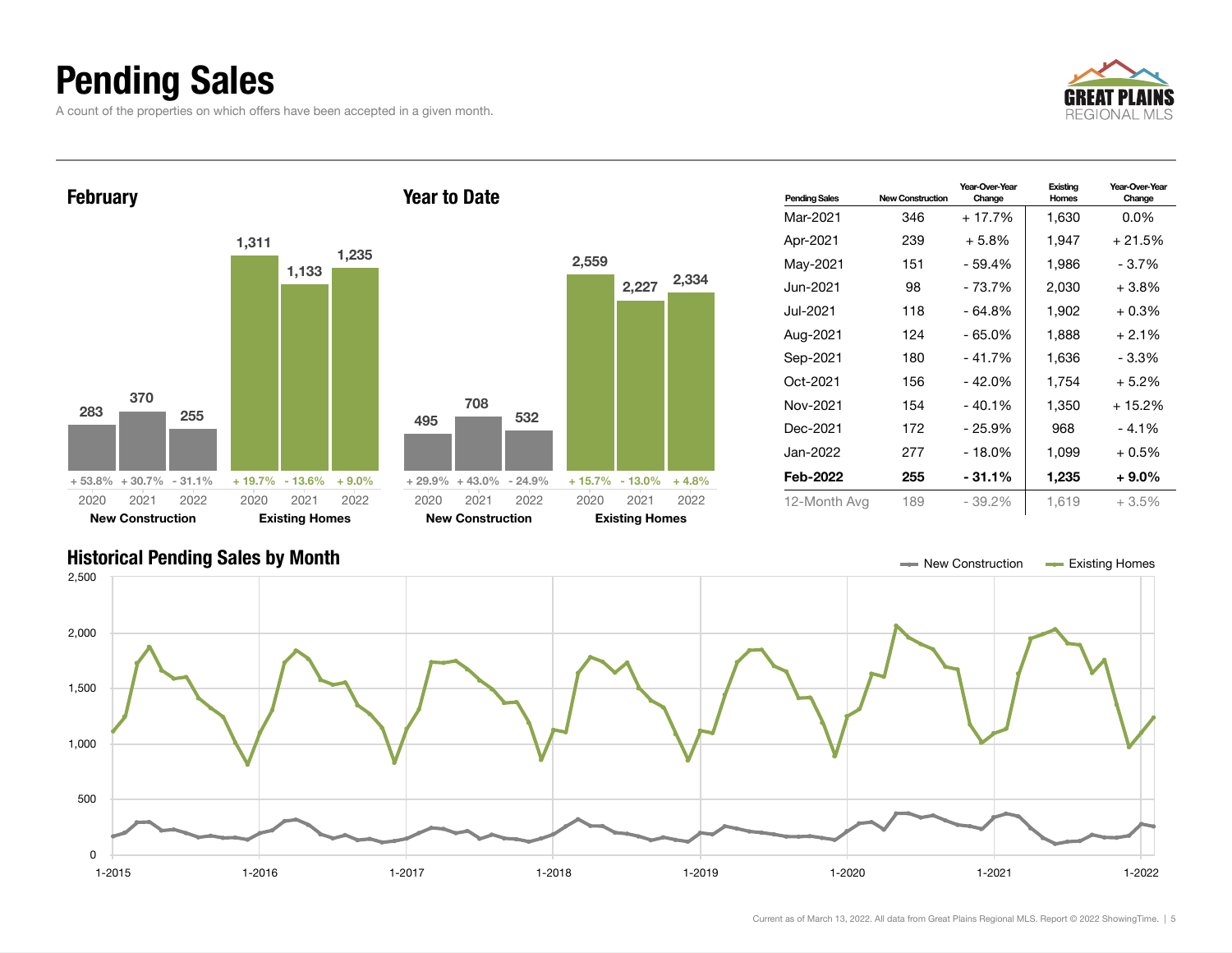# Pending Sales

A count of the properties on which offers have been accepted in a given month.

## February

| | 2020 | 2021 | 2022 |
|---|---|---|---|
| New Construction | 283 | 370 | 255 |
| Change | + 53.8% | + 30.7% | - 31.1% |
| Existing Homes | 1,311 | 1,133 | 1,235 |
| Change | + 19.7% | - 13.6% | + 9.0% |

## Year to Date

| | 2020 | 2021 | 2022 |
|---|---|---|---|
| New Construction | 495 | 708 | 532 |
| Change | + 29.9% | + 43.0% | - 24.9% |
| Existing Homes | 2,559 | 2,227 | 2,334 |
| Change | + 15.7% | - 13.0% | + 4.8% |

| Pending Sales | New Construction | Year-Over-Year Change | Existing Homes | Year-Over-Year Change |
|---|---|---|---|---|
| Mar-2021 | 346 | + 17.7% | 1,630 | 0.0% |
| Apr-2021 | 239 | + 5.8% | 1,947 | + 21.5% |
| May-2021 | 151 | - 59.4% | 1,986 | - 3.7% |
| Jun-2021 | 98 | - 73.7% | 2,030 | + 3.8% |
| Jul-2021 | 118 | - 64.8% | 1,902 | + 0.3% |
| Aug-2021 | 124 | - 65.0% | 1,888 | + 2.1% |
| Sep-2021 | 180 | - 41.7% | 1,636 | - 3.3% |
| Oct-2021 | 156 | - 42.0% | 1,754 | + 5.2% |
| Nov-2021 | 154 | - 40.1% | 1,350 | + 15.2% |
| Dec-2021 | 172 | - 25.9% | 968 | - 4.1% |
| Jan-2022 | 277 | - 18.0% | 1,099 | + 0.5% |
| **Feb-2022** | **255** | **- 31.1%** | **1,235** | **+ 9.0%** |
| 12-Month Avg | 189 | - 39.2% | 1,619 | + 3.5% |

## Historical Pending Sales by Month

New Construction | Existing Homes

Current as of March 13, 2022. All data from Great Plains Regional MLS. Report © 2022 ShowingTime.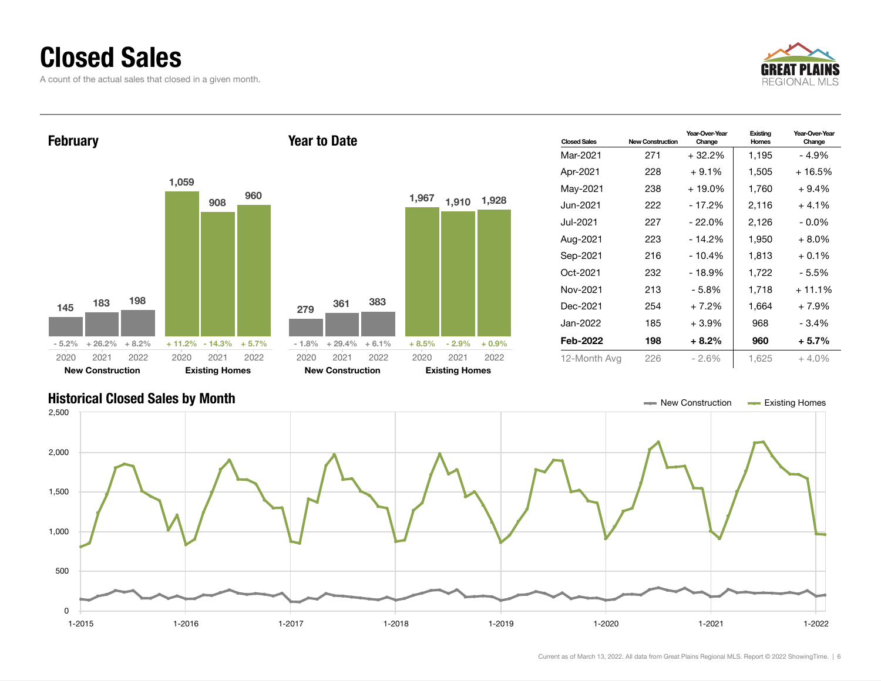# Closed Sales

A count of the actual sales that closed in a given month.

## February

| | 2020 | 2021 | 2022 |
|---|---|---|---|
| New Construction | 145 | 183 | 198 |
| Change | - 5.2% | + 26.2% | + 8.2% |
| Existing Homes | 1,059 | 908 | 960 |
| Change | + 11.2% | - 14.3% | + 5.7% |

## Year to Date

| | 2020 | 2021 | 2022 |
|---|---|---|---|
| New Construction | 279 | 361 | 383 |
| Change | - 1.8% | + 29.4% | + 6.1% |
| Existing Homes | 1,967 | 1,910 | 1,928 |
| Change | + 8.5% | - 2.9% | + 0.9% |

| Closed Sales | New Construction | Year-Over-Year Change | Existing Homes | Year-Over-Year Change |
|---|---|---|---|---|
| Mar-2021 | 271 | + 32.2% | 1,195 | - 4.9% |
| Apr-2021 | 228 | + 9.1% | 1,505 | + 16.5% |
| May-2021 | 238 | + 19.0% | 1,760 | + 9.4% |
| Jun-2021 | 222 | - 17.2% | 2,116 | + 4.1% |
| Jul-2021 | 227 | - 22.0% | 2,126 | - 0.0% |
| Aug-2021 | 223 | - 14.2% | 1,950 | + 8.0% |
| Sep-2021 | 216 | - 10.4% | 1,813 | + 0.1% |
| Oct-2021 | 232 | - 18.9% | 1,722 | - 5.5% |
| Nov-2021 | 213 | - 5.8% | 1,718 | + 11.1% |
| Dec-2021 | 254 | + 7.2% | 1,664 | + 7.9% |
| Jan-2022 | 185 | + 3.9% | 968 | - 3.4% |
| **Feb-2022** | **198** | **+ 8.2%** | **960** | **+ 5.7%** |
| 12-Month Avg | 226 | - 2.6% | 1,625 | + 4.0% |

## Historical Closed Sales by Month

New Construction — Existing Homes

Current as of March 13, 2022. All data from Great Plains Regional MLS. Report © 2022 ShowingTime.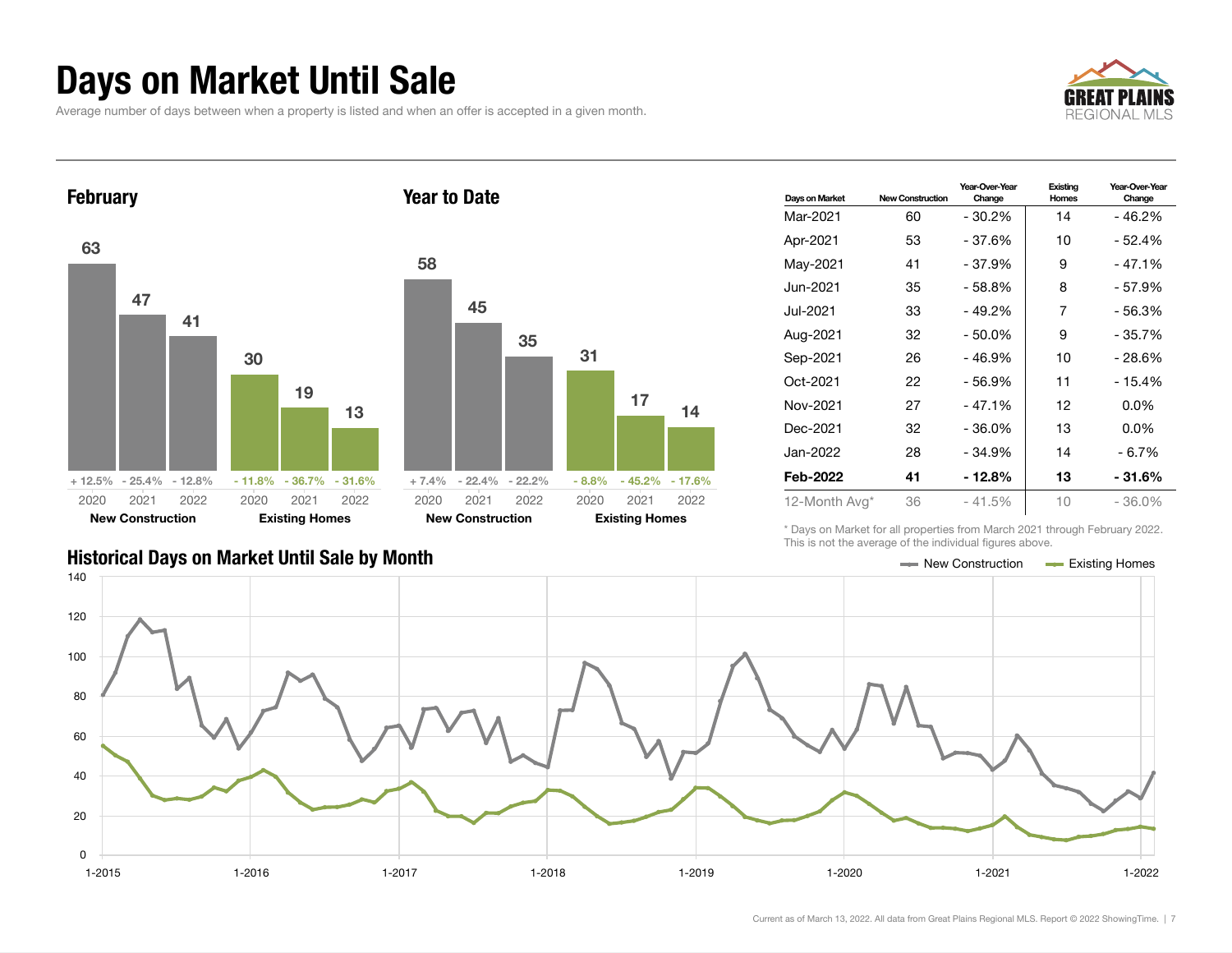# Days on Market Until Sale

Average number of days between when a property is listed and when an offer is accepted in a given month.

## February

| | 2020 | 2021 | 2022 |
|---|---|---|---|
| New Construction | 63 | 47 | 41 |
| Change | + 12.5% | - 25.4% | - 12.8% |
| Existing Homes | 30 | 19 | 13 |
| Change | - 11.8% | - 36.7% | - 31.6% |

## Year to Date

| | 2020 | 2021 | 2022 |
|---|---|---|---|
| New Construction | 58 | 45 | 35 |
| Change | + 7.4% | - 22.4% | - 22.2% |
| Existing Homes | 31 | 17 | 14 |
| Change | - 8.8% | - 45.2% | - 17.6% |

| Days on Market | New Construction | Year-Over-Year Change | Existing Homes | Year-Over-Year Change |
|---|---|---|---|---|
| Mar-2021 | 60 | - 30.2% | 14 | - 46.2% |
| Apr-2021 | 53 | - 37.6% | 10 | - 52.4% |
| May-2021 | 41 | - 37.9% | 9 | - 47.1% |
| Jun-2021 | 35 | - 58.8% | 8 | - 57.9% |
| Jul-2021 | 33 | - 49.2% | 7 | - 56.3% |
| Aug-2021 | 32 | - 50.0% | 9 | - 35.7% |
| Sep-2021 | 26 | - 46.9% | 10 | - 28.6% |
| Oct-2021 | 22 | - 56.9% | 11 | - 15.4% |
| Nov-2021 | 27 | - 47.1% | 12 | 0.0% |
| Dec-2021 | 32 | - 36.0% | 13 | 0.0% |
| Jan-2022 | 28 | - 34.9% | 14 | - 6.7% |
| **Feb-2022** | **41** | **- 12.8%** | **13** | **- 31.6%** |
| 12-Month Avg* | 36 | - 41.5% | 10 | - 36.0% |

\* Days on Market for all properties from March 2021 through February 2022. This is not the average of the individual figures above.

## Historical Days on Market Until Sale by Month

Current as of March 13, 2022. All data from Great Plains Regional MLS. Report © 2022 ShowingTime.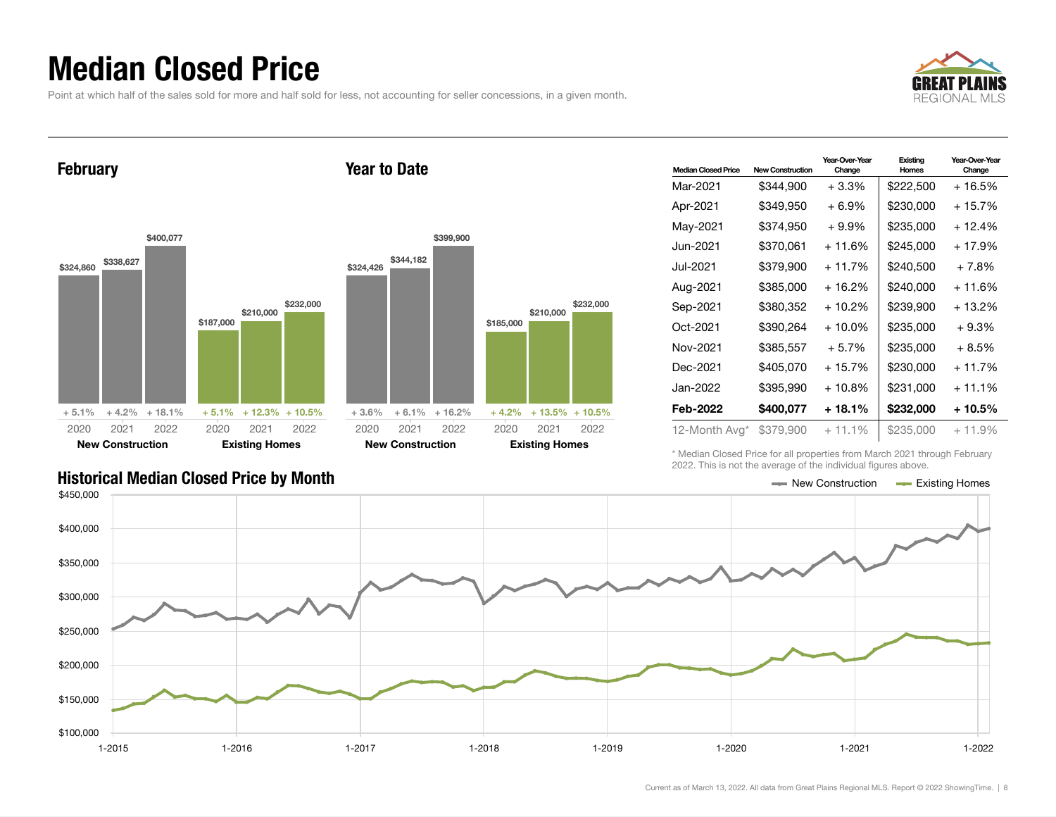# Median Closed Price

Point at which half of the sales sold for more and half sold for less, not accounting for seller concessions, in a given month.

## February

| | 2020 | 2021 | 2022 |
|---|---|---|---|
| New Construction | $324,860 | $338,627 | $400,077 |
| Change | + 5.1% | + 4.2% | + 18.1% |
| Existing Homes | $187,000 | $210,000 | $232,000 |
| Change | + 5.1% | + 12.3% | + 10.5% |

## Year to Date

| | 2020 | 2021 | 2022 |
|---|---|---|---|
| New Construction | $324,426 | $344,182 | $399,900 |
| Change | + 3.6% | + 6.1% | + 16.2% |
| Existing Homes | $185,000 | $210,000 | $232,000 |
| Change | + 4.2% | + 13.5% | + 10.5% |

| Median Closed Price | New Construction | Year-Over-Year Change | Existing Homes | Year-Over-Year Change |
|---|---|---|---|---|
| Mar-2021 | $344,900 | + 3.3% | $222,500 | + 16.5% |
| Apr-2021 | $349,950 | + 6.9% | $230,000 | + 15.7% |
| May-2021 | $374,950 | + 9.9% | $235,000 | + 12.4% |
| Jun-2021 | $370,061 | + 11.6% | $245,000 | + 17.9% |
| Jul-2021 | $379,900 | + 11.7% | $240,500 | + 7.8% |
| Aug-2021 | $385,000 | + 16.2% | $240,000 | + 11.6% |
| Sep-2021 | $380,352 | + 10.2% | $239,900 | + 13.2% |
| Oct-2021 | $390,264 | + 10.0% | $235,000 | + 9.3% |
| Nov-2021 | $385,557 | + 5.7% | $235,000 | + 8.5% |
| Dec-2021 | $405,070 | + 15.7% | $230,000 | + 11.7% |
| Jan-2022 | $395,990 | + 10.8% | $231,000 | + 11.1% |
| **Feb-2022** | **$400,077** | **+ 18.1%** | **$232,000** | **+ 10.5%** |
| 12-Month Avg* | $379,900 | + 11.1% | $235,000 | + 11.9% |

\* Median Closed Price for all properties from March 2021 through February 2022. This is not the average of the individual figures above.

## Historical Median Closed Price by Month

New Construction — Existing Homes

Current as of March 13, 2022. All data from Great Plains Regional MLS. Report © 2022 ShowingTime.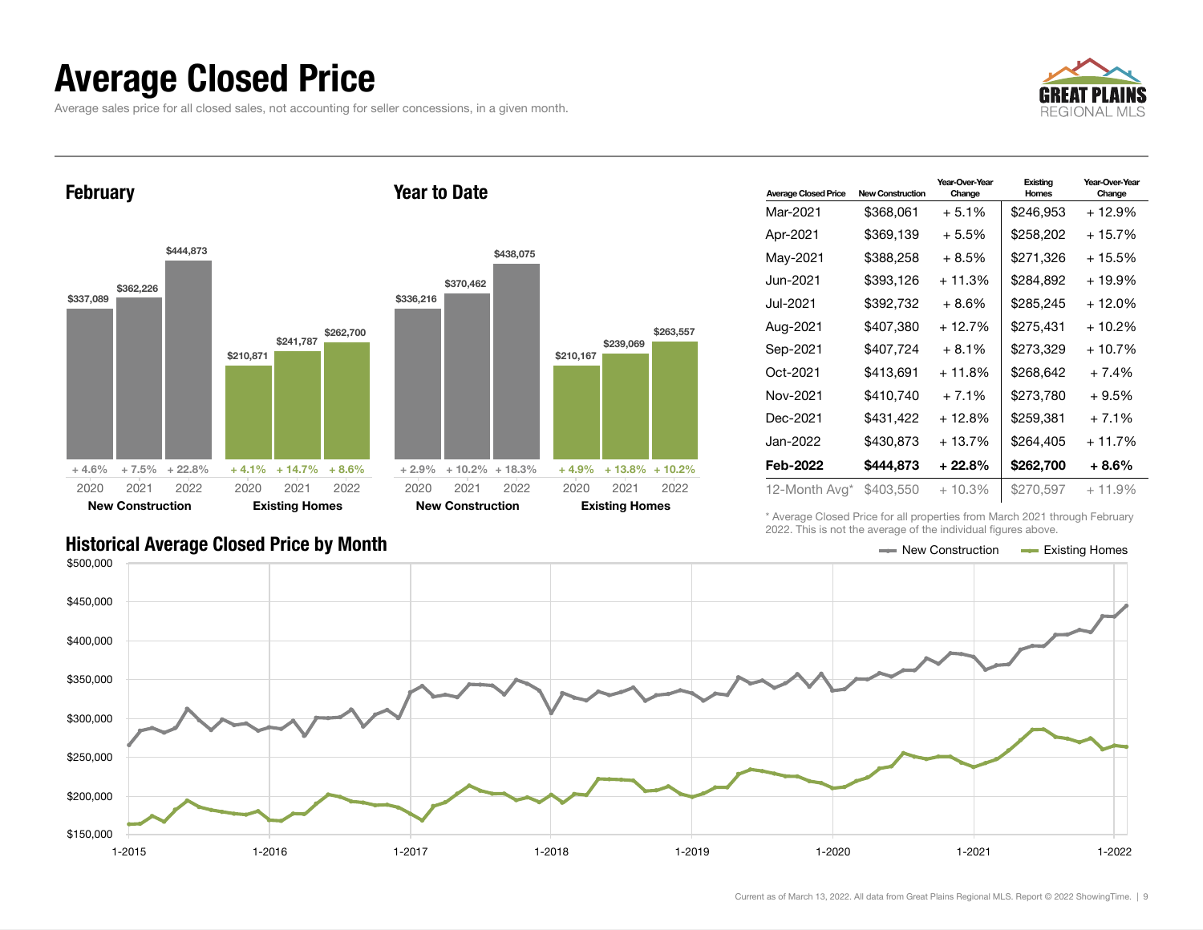# Average Closed Price

Average sales price for all closed sales, not accounting for seller concessions, in a given month.

## February

| | 2020 | 2021 | 2022 |
|---|---|---|---|
| New Construction | $337,089 | $362,226 | $444,873 |
| Year-Over-Year Change | + 4.6% | + 7.5% | + 22.8% |
| Existing Homes | $210,871 | $241,787 | $262,700 |
| Year-Over-Year Change | + 4.1% | + 14.7% | + 8.6% |

## Year to Date

| | 2020 | 2021 | 2022 |
|---|---|---|---|
| New Construction | $336,216 | $370,462 | $438,075 |
| Year-Over-Year Change | + 2.9% | + 10.2% | + 18.3% |
| Existing Homes | $210,167 | $239,069 | $263,557 |
| Year-Over-Year Change | + 4.9% | + 13.8% | + 10.2% |

| Average Closed Price | New Construction | Year-Over-Year Change | Existing Homes | Year-Over-Year Change |
|---|---|---|---|---|
| Mar-2021 | $368,061 | + 5.1% | $246,953 | + 12.9% |
| Apr-2021 | $369,139 | + 5.5% | $258,202 | + 15.7% |
| May-2021 | $388,258 | + 8.5% | $271,326 | + 15.5% |
| Jun-2021 | $393,126 | + 11.3% | $284,892 | + 19.9% |
| Jul-2021 | $392,732 | + 8.6% | $285,245 | + 12.0% |
| Aug-2021 | $407,380 | + 12.7% | $275,431 | + 10.2% |
| Sep-2021 | $407,724 | + 8.1% | $273,329 | + 10.7% |
| Oct-2021 | $413,691 | + 11.8% | $268,642 | + 7.4% |
| Nov-2021 | $410,740 | + 7.1% | $273,780 | + 9.5% |
| Dec-2021 | $431,422 | + 12.8% | $259,381 | + 7.1% |
| Jan-2022 | $430,873 | + 13.7% | $264,405 | + 11.7% |
| **Feb-2022** | **$444,873** | **+ 22.8%** | **$262,700** | **+ 8.6%** |
| 12-Month Avg* | $403,550 | + 10.3% | $270,597 | + 11.9% |

\* Average Closed Price for all properties from March 2021 through February 2022. This is not the average of the individual figures above.

## Historical Average Closed Price by Month

New Construction — Existing Homes

$500,000 / $450,000 / $400,000 / $350,000 / $300,000 / $250,000 / $200,000 / $150,000

1-2015 / 1-2016 / 1-2017 / 1-2018 / 1-2019 / 1-2020 / 1-2021 / 1-2022

Current as of March 13, 2022. All data from Great Plains Regional MLS. Report © 2022 ShowingTime.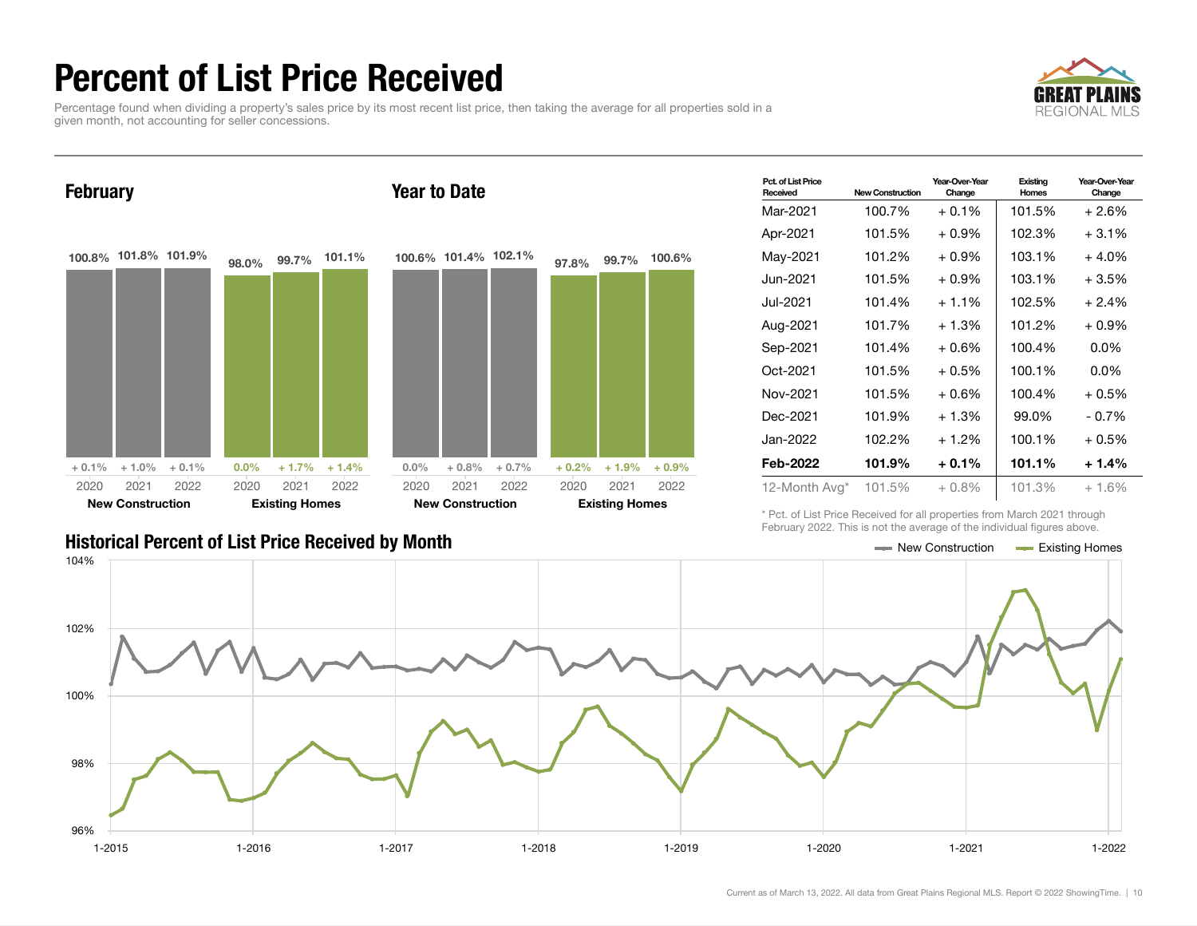# Percent of List Price Received

Percentage found when dividing a property's sales price by its most recent list price, then taking the average for all properties sold in a given month, not accounting for seller concessions.

## February

| | 2020 | 2021 | 2022 |
|---|---|---|---|
| **New Construction** | 100.8% | 101.8% | 101.9% |
| Change | + 0.1% | + 1.0% | + 0.1% |
| **Existing Homes** | 98.0% | 99.7% | 101.1% |
| Change | 0.0% | + 1.7% | + 1.4% |

## Year to Date

| | 2020 | 2021 | 2022 |
|---|---|---|---|
| **New Construction** | 100.6% | 101.4% | 102.1% |
| Change | 0.0% | + 0.8% | + 0.7% |
| **Existing Homes** | 97.8% | 99.7% | 100.6% |
| Change | + 0.2% | + 1.9% | + 0.9% |

| Pct. of List Price Received | New Construction | Year-Over-Year Change | Existing Homes | Year-Over-Year Change |
|---|---|---|---|---|
| Mar-2021 | 100.7% | + 0.1% | 101.5% | + 2.6% |
| Apr-2021 | 101.5% | + 0.9% | 102.3% | + 3.1% |
| May-2021 | 101.2% | + 0.9% | 103.1% | + 4.0% |
| Jun-2021 | 101.5% | + 0.9% | 103.1% | + 3.5% |
| Jul-2021 | 101.4% | + 1.1% | 102.5% | + 2.4% |
| Aug-2021 | 101.7% | + 1.3% | 101.2% | + 0.9% |
| Sep-2021 | 101.4% | + 0.6% | 100.4% | 0.0% |
| Oct-2021 | 101.5% | + 0.5% | 100.1% | 0.0% |
| Nov-2021 | 101.5% | + 0.6% | 100.4% | + 0.5% |
| Dec-2021 | 101.9% | + 1.3% | 99.0% | - 0.7% |
| Jan-2022 | 102.2% | + 1.2% | 100.1% | + 0.5% |
| **Feb-2022** | **101.9%** | **+ 0.1%** | **101.1%** | **+ 1.4%** |
| 12-Month Avg* | 101.5% | + 0.8% | 101.3% | + 1.6% |

\* Pct. of List Price Received for all properties from March 2021 through February 2022. This is not the average of the individual figures above.

## Historical Percent of List Price Received by Month

New Construction — Existing Homes

Current as of March 13, 2022. All data from Great Plains Regional MLS. Report © 2022 ShowingTime.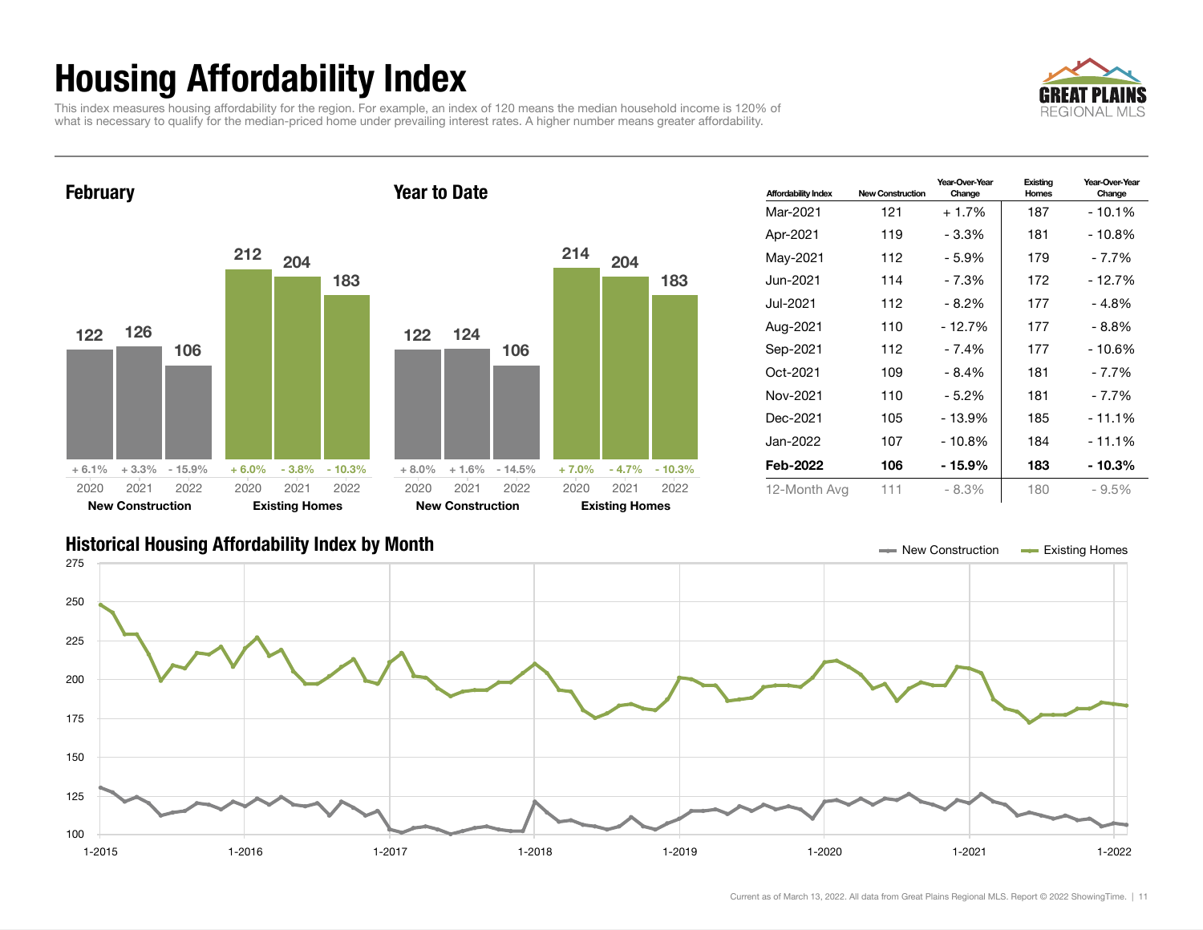# Housing Affordability Index

This index measures housing affordability for the region. For example, an index of 120 means the median household income is 120% of what is necessary to qualify for the median-priced home under prevailing interest rates. A higher number means greater affordability.

## February

| | 2020 | 2021 | 2022 |
|---|---|---|---|
| New Construction | 122 (+ 6.1%) | 126 (+ 3.3%) | 106 (- 15.9%) |
| Existing Homes | 212 (+ 6.0%) | 204 (- 3.8%) | 183 (- 10.3%) |

## Year to Date

| | 2020 | 2021 | 2022 |
|---|---|---|---|
| New Construction | 122 (+ 8.0%) | 124 (+ 1.6%) | 106 (- 14.5%) |
| Existing Homes | 214 (+ 7.0%) | 204 (- 4.7%) | 183 (- 10.3%) |

| Affordability Index | New Construction | Year-Over-Year Change | Existing Homes | Year-Over-Year Change |
|---|---|---|---|---|
| Mar-2021 | 121 | + 1.7% | 187 | - 10.1% |
| Apr-2021 | 119 | - 3.3% | 181 | - 10.8% |
| May-2021 | 112 | - 5.9% | 179 | - 7.7% |
| Jun-2021 | 114 | - 7.3% | 172 | - 12.7% |
| Jul-2021 | 112 | - 8.2% | 177 | - 4.8% |
| Aug-2021 | 110 | - 12.7% | 177 | - 8.8% |
| Sep-2021 | 112 | - 7.4% | 177 | - 10.6% |
| Oct-2021 | 109 | - 8.4% | 181 | - 7.7% |
| Nov-2021 | 110 | - 5.2% | 181 | - 7.7% |
| Dec-2021 | 105 | - 13.9% | 185 | - 11.1% |
| Jan-2022 | 107 | - 10.8% | 184 | - 11.1% |
| **Feb-2022** | **106** | **- 15.9%** | **183** | **- 10.3%** |
| 12-Month Avg | 111 | - 8.3% | 180 | - 9.5% |

## Historical Housing Affordability Index by Month

Current as of March 13, 2022. All data from Great Plains Regional MLS. Report © 2022 ShowingTime.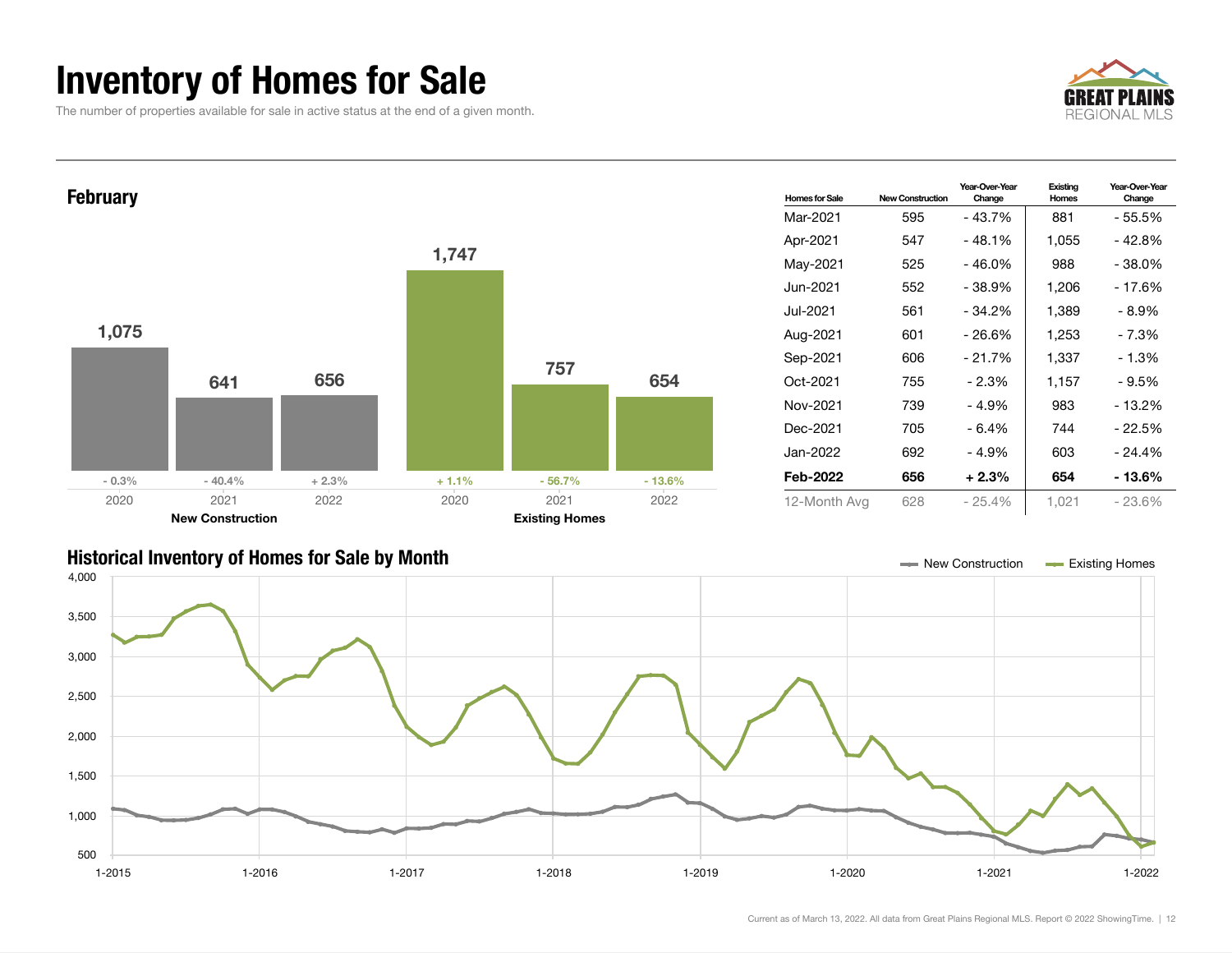# Inventory of Homes for Sale

The number of properties available for sale in active status at the end of a given month.

## February

| | 2020 | 2021 | 2022 |
|---|---|---|---|
| New Construction | 1,075 | 641 | 656 |
| Change | - 0.3% | - 40.4% | + 2.3% |
| Existing Homes | 1,747 | 757 | 654 |
| Change | + 1.1% | - 56.7% | - 13.6% |

| Homes for Sale | New Construction | Year-Over-Year Change | Existing Homes | Year-Over-Year Change |
|---|---|---|---|---|
| Mar-2021 | 595 | - 43.7% | 881 | - 55.5% |
| Apr-2021 | 547 | - 48.1% | 1,055 | - 42.8% |
| May-2021 | 525 | - 46.0% | 988 | - 38.0% |
| Jun-2021 | 552 | - 38.9% | 1,206 | - 17.6% |
| Jul-2021 | 561 | - 34.2% | 1,389 | - 8.9% |
| Aug-2021 | 601 | - 26.6% | 1,253 | - 7.3% |
| Sep-2021 | 606 | - 21.7% | 1,337 | - 1.3% |
| Oct-2021 | 755 | - 2.3% | 1,157 | - 9.5% |
| Nov-2021 | 739 | - 4.9% | 983 | - 13.2% |
| Dec-2021 | 705 | - 6.4% | 744 | - 22.5% |
| Jan-2022 | 692 | - 4.9% | 603 | - 24.4% |
| **Feb-2022** | **656** | **+ 2.3%** | **654** | **- 13.6%** |
| 12-Month Avg | 628 | - 25.4% | 1,021 | - 23.6% |

## Historical Inventory of Homes for Sale by Month

New Construction — Existing Homes

Current as of March 13, 2022. All data from Great Plains Regional MLS. Report © 2022 ShowingTime.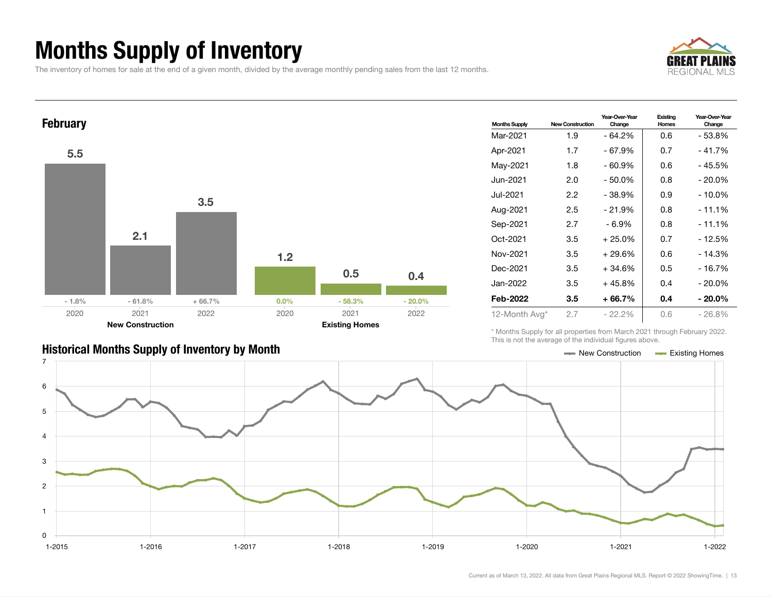# Months Supply of Inventory

The inventory of homes for sale at the end of a given month, divided by the average monthly pending sales from the last 12 months.

## February

| | 2020 | 2021 | 2022 |
|---|---|---|---|
| New Construction | 5.5 | 2.1 | 3.5 |
| Change | - 1.8% | - 61.8% | + 66.7% |
| Existing Homes | 1.2 | 0.5 | 0.4 |
| Change | 0.0% | - 58.3% | - 20.0% |

| Months Supply | New Construction | Year-Over-Year Change | Existing Homes | Year-Over-Year Change |
|---|---|---|---|---|
| Mar-2021 | 1.9 | - 64.2% | 0.6 | - 53.8% |
| Apr-2021 | 1.7 | - 67.9% | 0.7 | - 41.7% |
| May-2021 | 1.8 | - 60.9% | 0.6 | - 45.5% |
| Jun-2021 | 2.0 | - 50.0% | 0.8 | - 20.0% |
| Jul-2021 | 2.2 | - 38.9% | 0.9 | - 10.0% |
| Aug-2021 | 2.5 | - 21.9% | 0.8 | - 11.1% |
| Sep-2021 | 2.7 | - 6.9% | 0.8 | - 11.1% |
| Oct-2021 | 3.5 | + 25.0% | 0.7 | - 12.5% |
| Nov-2021 | 3.5 | + 29.6% | 0.6 | - 14.3% |
| Dec-2021 | 3.5 | + 34.6% | 0.5 | - 16.7% |
| Jan-2022 | 3.5 | + 45.8% | 0.4 | - 20.0% |
| **Feb-2022** | **3.5** | **+ 66.7%** | **0.4** | **- 20.0%** |
| 12-Month Avg* | 2.7 | - 22.2% | 0.6 | - 26.8% |

\* Months Supply for all properties from March 2021 through February 2022. This is not the average of the individual figures above.

## Historical Months Supply of Inventory by Month

New Construction — Existing Homes

Current as of March 13, 2022. All data from Great Plains Regional MLS. Report © 2022 ShowingTime.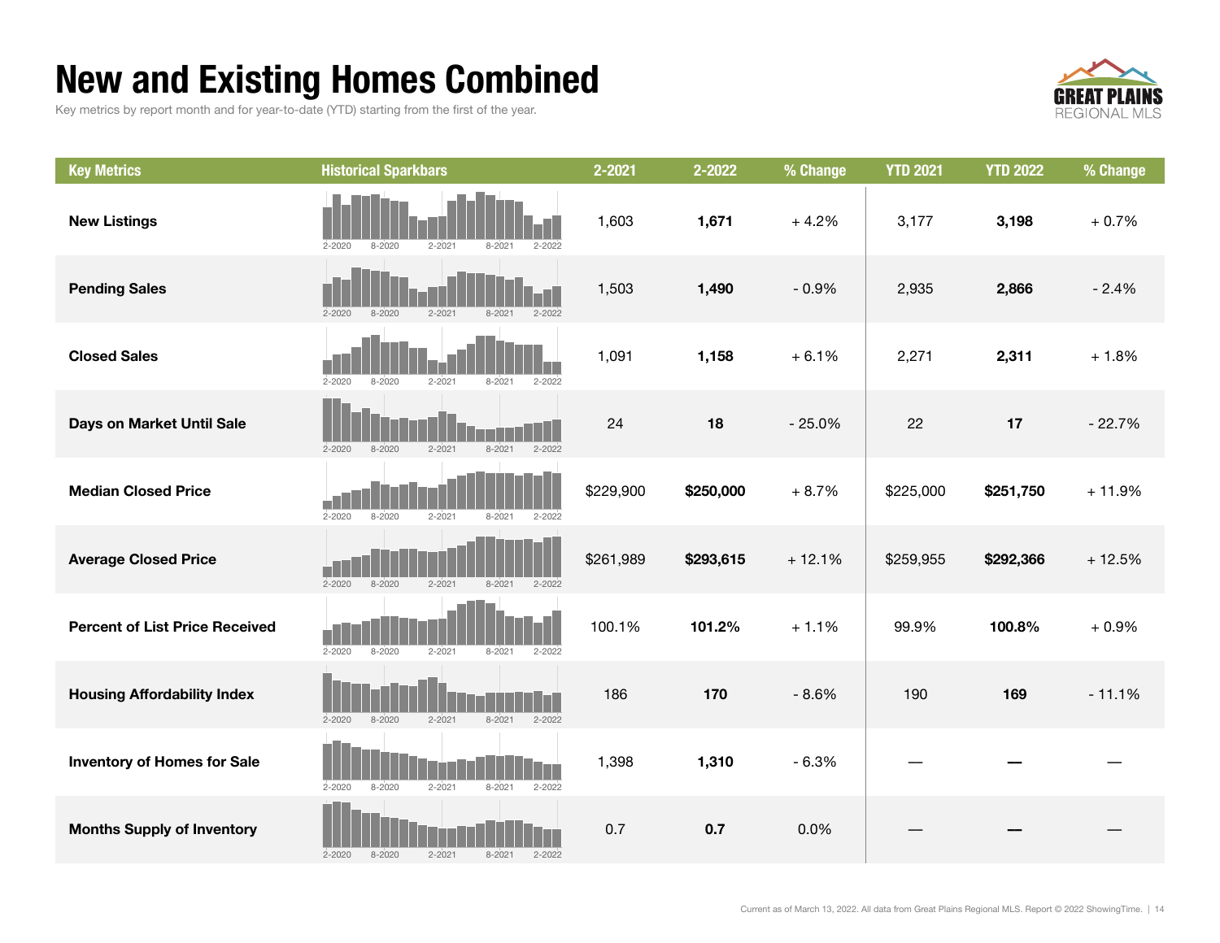# New and Existing Homes Combined

Key metrics by report month and for year-to-date (YTD) starting from the first of the year.

GREAT PLAINS REGIONAL MLS

| Key Metrics | Historical Sparkbars | 2-2021 | 2-2022 | % Change | YTD 2021 | YTD 2022 | % Change |
|---|---|---|---|---|---|---|---|
| New Listings | 2-2020 8-2020 2-2021 8-2021 2-2022 | 1,603 | **1,671** | + 4.2% | 3,177 | **3,198** | + 0.7% |
| Pending Sales | 2-2020 8-2020 2-2021 8-2021 2-2022 | 1,503 | **1,490** | - 0.9% | 2,935 | **2,866** | - 2.4% |
| Closed Sales | 2-2020 8-2020 2-2021 8-2021 2-2022 | 1,091 | **1,158** | + 6.1% | 2,271 | **2,311** | + 1.8% |
| Days on Market Until Sale | 2-2020 8-2020 2-2021 8-2021 2-2022 | 24 | **18** | - 25.0% | 22 | **17** | - 22.7% |
| Median Closed Price | 2-2020 8-2020 2-2021 8-2021 2-2022 | $229,900 | **$250,000** | + 8.7% | $225,000 | **$251,750** | + 11.9% |
| Average Closed Price | 2-2020 8-2020 2-2021 8-2021 2-2022 | $261,989 | **$293,615** | + 12.1% | $259,955 | **$292,366** | + 12.5% |
| Percent of List Price Received | 2-2020 8-2020 2-2021 8-2021 2-2022 | 100.1% | **101.2%** | + 1.1% | 99.9% | **100.8%** | + 0.9% |
| Housing Affordability Index | 2-2020 8-2020 2-2021 8-2021 2-2022 | 186 | **170** | - 8.6% | 190 | **169** | - 11.1% |
| Inventory of Homes for Sale | 2-2020 8-2020 2-2021 8-2021 2-2022 | 1,398 | **1,310** | - 6.3% | — | **—** | — |
| Months Supply of Inventory | 2-2020 8-2020 2-2021 8-2021 2-2022 | 0.7 | **0.7** | 0.0% | — | **—** | — |

Current as of March 13, 2022. All data from Great Plains Regional MLS. Report © 2022 ShowingTime.